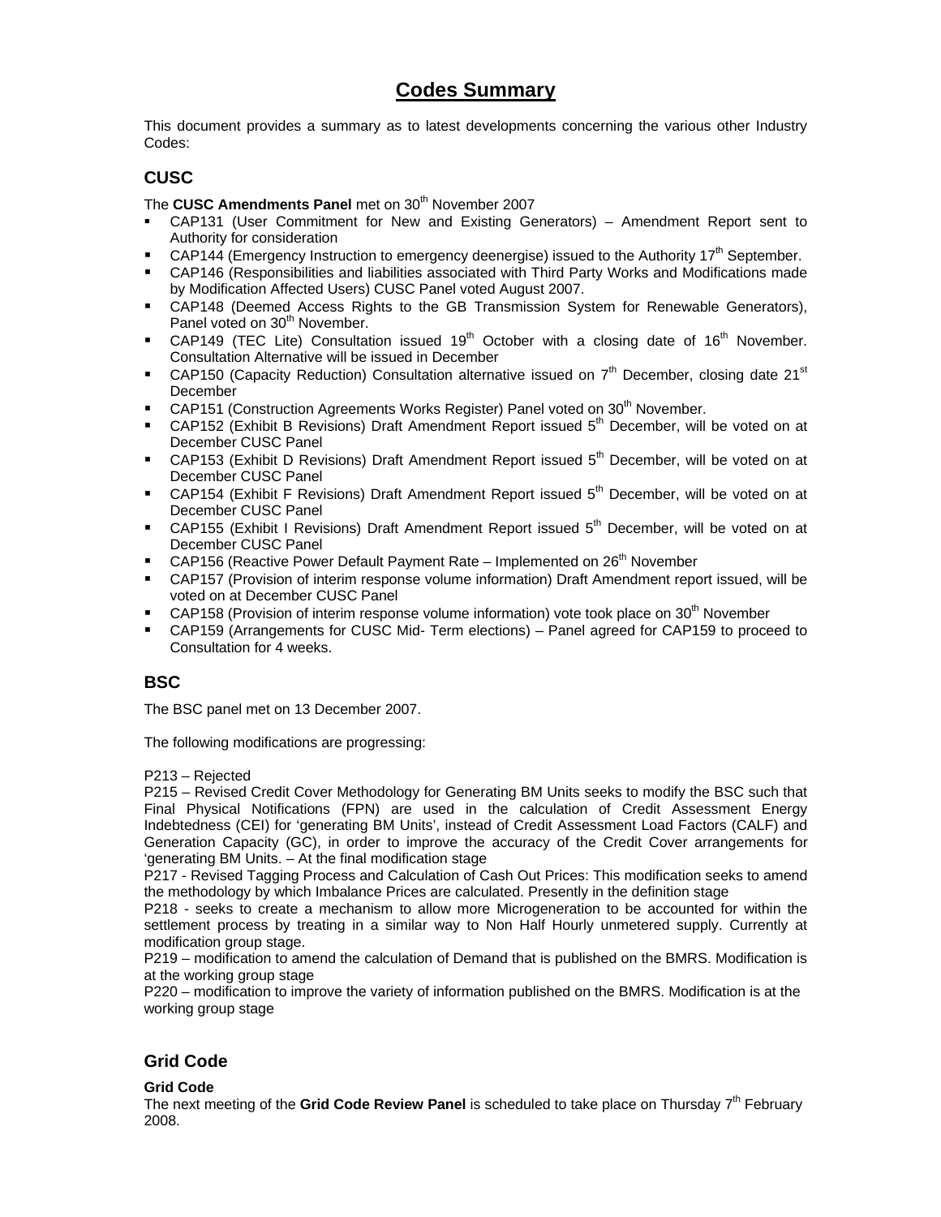# Codes Summary

This document provides a summary as to latest developments concerning the various other Industry Codes:

## CUSC

The **CUSC Amendments Panel** met on 30th November 2007

- CAP131 (User Commitment for New and Existing Generators) – Amendment Report sent to Authority for consideration
- CAP144 (Emergency Instruction to emergency deenergise) issued to the Authority 17th September.
- CAP146 (Responsibilities and liabilities associated with Third Party Works and Modifications made by Modification Affected Users) CUSC Panel voted August 2007.
- CAP148 (Deemed Access Rights to the GB Transmission System for Renewable Generators), Panel voted on 30th November.
- CAP149 (TEC Lite) Consultation issued 19th October with a closing date of 16th November. Consultation Alternative will be issued in December
- CAP150 (Capacity Reduction) Consultation alternative issued on 7th December, closing date 21st December
- CAP151 (Construction Agreements Works Register) Panel voted on 30th November.
- CAP152 (Exhibit B Revisions) Draft Amendment Report issued 5th December, will be voted on at December CUSC Panel
- CAP153 (Exhibit D Revisions) Draft Amendment Report issued 5th December, will be voted on at December CUSC Panel
- CAP154 (Exhibit F Revisions) Draft Amendment Report issued 5th December, will be voted on at December CUSC Panel
- CAP155 (Exhibit I Revisions) Draft Amendment Report issued 5th December, will be voted on at December CUSC Panel
- CAP156 (Reactive Power Default Payment Rate – Implemented on 26th November
- CAP157 (Provision of interim response volume information) Draft Amendment report issued, will be voted on at December CUSC Panel
- CAP158 (Provision of interim response volume information) vote took place on 30th November
- CAP159 (Arrangements for CUSC Mid- Term elections) – Panel agreed for CAP159 to proceed to Consultation for 4 weeks.

## BSC

The BSC panel met on 13 December 2007.

The following modifications are progressing:

P213 – Rejected
P215 – Revised Credit Cover Methodology for Generating BM Units seeks to modify the BSC such that Final Physical Notifications (FPN) are used in the calculation of Credit Assessment Energy Indebtedness (CEI) for 'generating BM Units', instead of Credit Assessment Load Factors (CALF) and Generation Capacity (GC), in order to improve the accuracy of the Credit Cover arrangements for 'generating BM Units. – At the final modification stage
P217 - Revised Tagging Process and Calculation of Cash Out Prices: This modification seeks to amend the methodology by which Imbalance Prices are calculated. Presently in the definition stage
P218 - seeks to create a mechanism to allow more Microgeneration to be accounted for within the settlement process by treating in a similar way to Non Half Hourly unmetered supply. Currently at modification group stage.
P219 – modification to amend the calculation of Demand that is published on the BMRS. Modification is at the working group stage
P220 – modification to improve the variety of information published on the BMRS. Modification is at the working group stage

## Grid Code

**Grid Code**
The next meeting of the **Grid Code Review Panel** is scheduled to take place on Thursday 7th February 2008.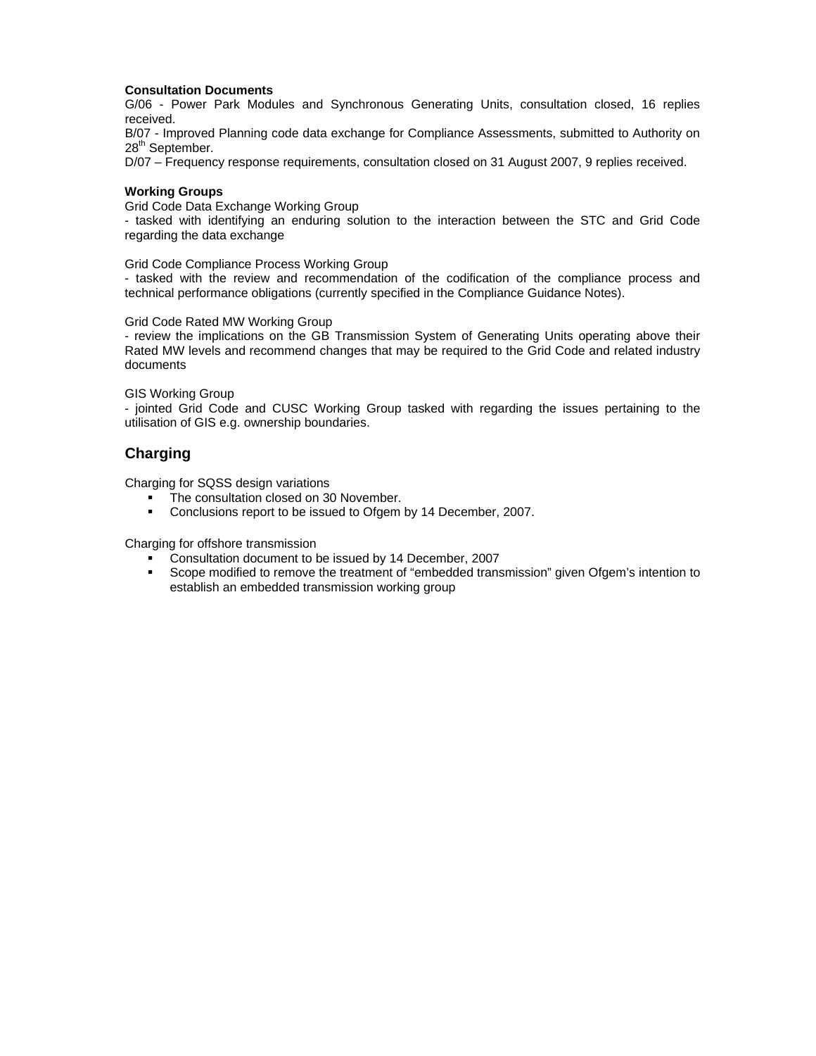**Consultation Documents**

G/06 - Power Park Modules and Synchronous Generating Units, consultation closed, 16 replies received.

B/07 - Improved Planning code data exchange for Compliance Assessments, submitted to Authority on 28th September.

D/07 – Frequency response requirements, consultation closed on 31 August 2007, 9 replies received.

**Working Groups**

Grid Code Data Exchange Working Group

- tasked with identifying an enduring solution to the interaction between the STC and Grid Code regarding the data exchange

Grid Code Compliance Process Working Group

- tasked with the review and recommendation of the codification of the compliance process and technical performance obligations (currently specified in the Compliance Guidance Notes).

Grid Code Rated MW Working Group

- review the implications on the GB Transmission System of Generating Units operating above their Rated MW levels and recommend changes that may be required to the Grid Code and related industry documents

GIS Working Group

- jointed Grid Code and CUSC Working Group tasked with regarding the issues pertaining to the utilisation of GIS e.g. ownership boundaries.

## Charging

Charging for SQSS design variations

- The consultation closed on 30 November.
- Conclusions report to be issued to Ofgem by 14 December, 2007.

Charging for offshore transmission

- Consultation document to be issued by 14 December, 2007
- Scope modified to remove the treatment of "embedded transmission" given Ofgem's intention to establish an embedded transmission working group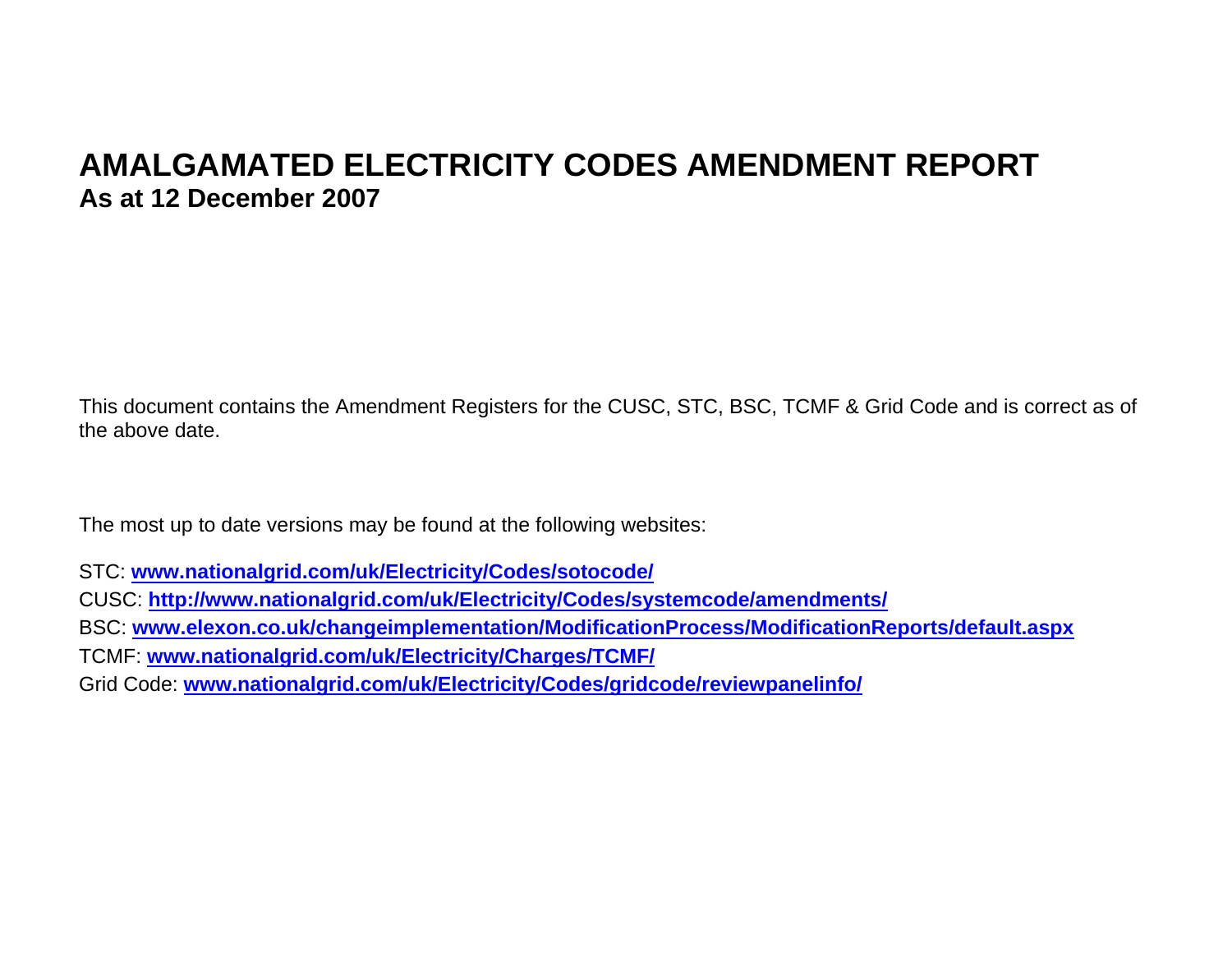# AMALGAMATED ELECTRICITY CODES AMENDMENT REPORT

## As at 12 December 2007

This document contains the Amendment Registers for the CUSC, STC, BSC, TCMF & Grid Code and is correct as of the above date.

The most up to date versions may be found at the following websites:

STC: **www.nationalgrid.com/uk/Electricity/Codes/sotocode/**
CUSC: **http://www.nationalgrid.com/uk/Electricity/Codes/systemcode/amendments/**
BSC: **www.elexon.co.uk/changeimplementation/ModificationProcess/ModificationReports/default.aspx**
TCMF: **www.nationalgrid.com/uk/Electricity/Charges/TCMF/**
Grid Code: **www.nationalgrid.com/uk/Electricity/Codes/gridcode/reviewpanelinfo/**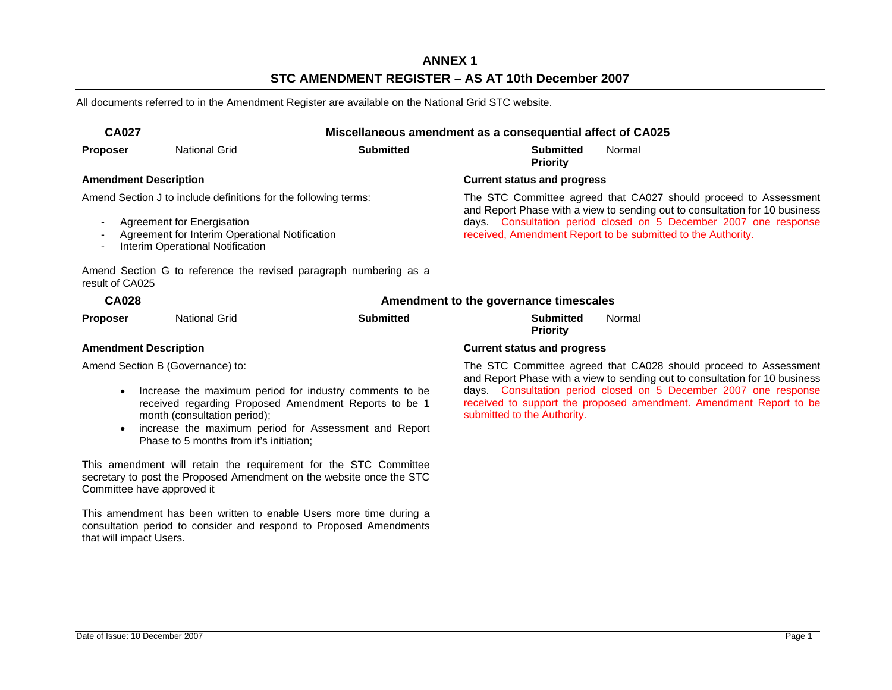# ANNEX 1

## STC AMENDMENT REGISTER – AS AT 10th December 2007

All documents referred to in the Amendment Register are available on the National Grid STC website.

### CA027 — Miscellaneous amendment as a consequential affect of CA025

| **Proposer** | National Grid | **Submitted** | | **Submitted Priority** | Normal |
|---|---|---|---|---|---|

**Amendment Description**

Amend Section J to include definitions for the following terms:

- Agreement for Energisation
- Agreement for Interim Operational Notification
- Interim Operational Notification

Amend Section G to reference the revised paragraph numbering as a result of CA025

**Current status and progress**

The STC Committee agreed that CA027 should proceed to Assessment and Report Phase with a view to sending out to consultation for 10 business days. Consultation period closed on 5 December 2007 one response received, Amendment Report to be submitted to the Authority.

### CA028 — Amendment to the governance timescales

| **Proposer** | National Grid | **Submitted** | | **Submitted Priority** | Normal |
|---|---|---|---|---|---|

**Amendment Description**

Amend Section B (Governance) to:

- Increase the maximum period for industry comments to be received regarding Proposed Amendment Reports to be 1 month (consultation period);
- increase the maximum period for Assessment and Report Phase to 5 months from it's initiation;

This amendment will retain the requirement for the STC Committee secretary to post the Proposed Amendment on the website once the STC Committee have approved it

This amendment has been written to enable Users more time during a consultation period to consider and respond to Proposed Amendments that will impact Users.

**Current status and progress**

The STC Committee agreed that CA028 should proceed to Assessment and Report Phase with a view to sending out to consultation for 10 business days. Consultation period closed on 5 December 2007 one response received to support the proposed amendment. Amendment Report to be submitted to the Authority.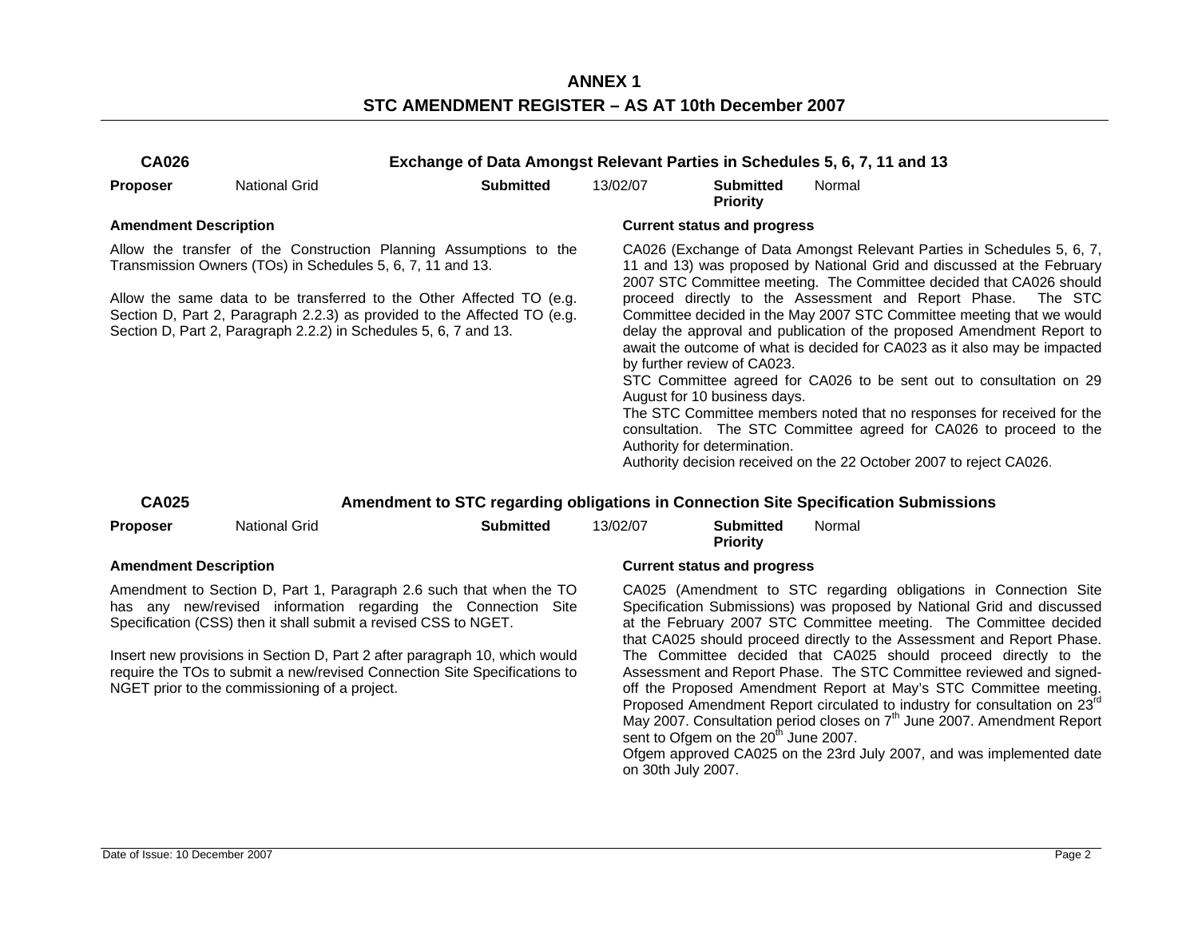# ANNEX 1

## STC AMENDMENT REGISTER – AS AT 10th December 2007

### CA026 — Exchange of Data Amongst Relevant Parties in Schedules 5, 6, 7, 11 and 13

| **Proposer** | National Grid | **Submitted** | 13/02/07 | **Submitted Priority** | Normal |
|---|---|---|---|---|---|

**Amendment Description**

Allow the transfer of the Construction Planning Assumptions to the Transmission Owners (TOs) in Schedules 5, 6, 7, 11 and 13.

Allow the same data to be transferred to the Other Affected TO (e.g. Section D, Part 2, Paragraph 2.2.3) as provided to the Affected TO (e.g. Section D, Part 2, Paragraph 2.2.2) in Schedules 5, 6, 7 and 13.

**Current status and progress**

CA026 (Exchange of Data Amongst Relevant Parties in Schedules 5, 6, 7, 11 and 13) was proposed by National Grid and discussed at the February 2007 STC Committee meeting. The Committee decided that CA026 should proceed directly to the Assessment and Report Phase. The STC Committee decided in the May 2007 STC Committee meeting that we would delay the approval and publication of the proposed Amendment Report to await the outcome of what is decided for CA023 as it also may be impacted by further review of CA023.

STC Committee agreed for CA026 to be sent out to consultation on 29 August for 10 business days.

The STC Committee members noted that no responses for received for the consultation. The STC Committee agreed for CA026 to proceed to the Authority for determination.

Authority decision received on the 22 October 2007 to reject CA026.

### CA025 — Amendment to STC regarding obligations in Connection Site Specification Submissions

| **Proposer** | National Grid | **Submitted** | 13/02/07 | **Submitted Priority** | Normal |
|---|---|---|---|---|---|

**Amendment Description**

Amendment to Section D, Part 1, Paragraph 2.6 such that when the TO has any new/revised information regarding the Connection Site Specification (CSS) then it shall submit a revised CSS to NGET.

Insert new provisions in Section D, Part 2 after paragraph 10, which would require the TOs to submit a new/revised Connection Site Specifications to NGET prior to the commissioning of a project.

**Current status and progress**

CA025 (Amendment to STC regarding obligations in Connection Site Specification Submissions) was proposed by National Grid and discussed at the February 2007 STC Committee meeting. The Committee decided that CA025 should proceed directly to the Assessment and Report Phase. The Committee decided that CA025 should proceed directly to the Assessment and Report Phase. The STC Committee reviewed and signed-off the Proposed Amendment Report at May's STC Committee meeting. Proposed Amendment Report circulated to industry for consultation on 23rd May 2007. Consultation period closes on 7th June 2007. Amendment Report sent to Ofgem on the 20th June 2007.

Ofgem approved CA025 on the 23rd July 2007, and was implemented date on 30th July 2007.

Date of Issue: 10 December 2007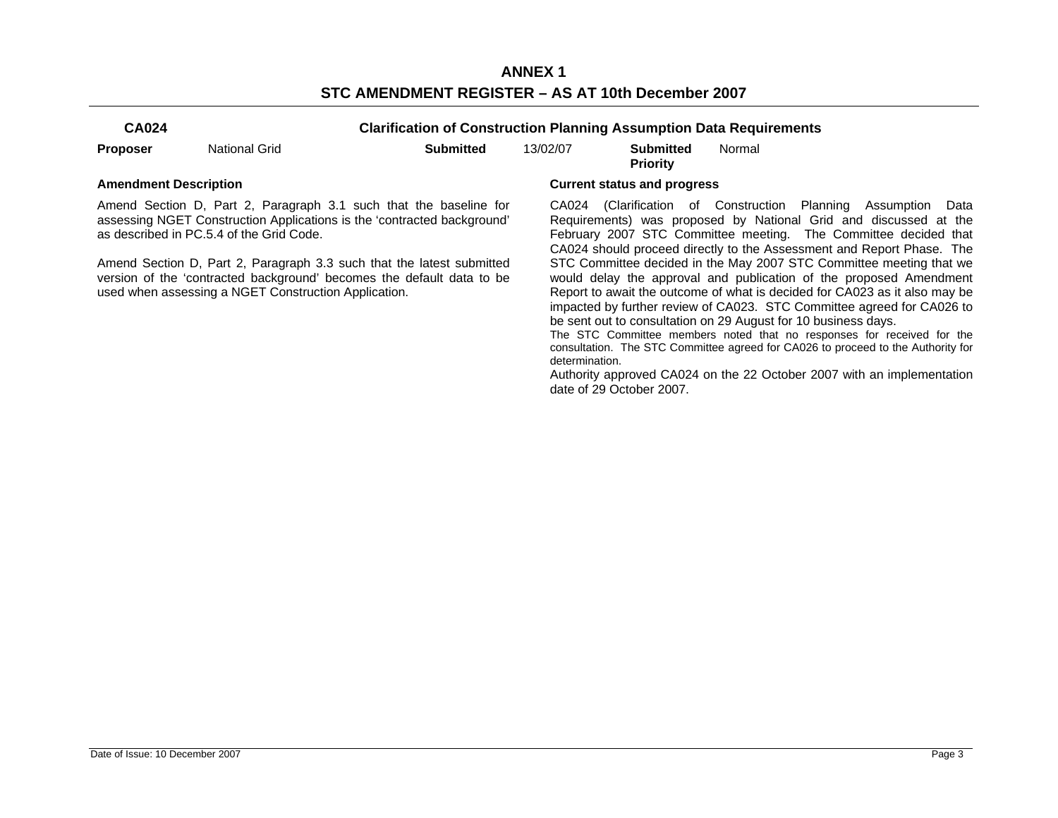# ANNEX 1

## STC AMENDMENT REGISTER – AS AT 10th December 2007

### CA024 — Clarification of Construction Planning Assumption Data Requirements

| Proposer | National Grid | Submitted | 13/02/07 | Submitted Priority | Normal |
|---|---|---|---|---|---|

**Amendment Description**

Amend Section D, Part 2, Paragraph 3.1 such that the baseline for assessing NGET Construction Applications is the 'contracted background' as described in PC.5.4 of the Grid Code.

Amend Section D, Part 2, Paragraph 3.3 such that the latest submitted version of the 'contracted background' becomes the default data to be used when assessing a NGET Construction Application.

**Current status and progress**

CA024 (Clarification of Construction Planning Assumption Data Requirements) was proposed by National Grid and discussed at the February 2007 STC Committee meeting. The Committee decided that CA024 should proceed directly to the Assessment and Report Phase. The STC Committee decided in the May 2007 STC Committee meeting that we would delay the approval and publication of the proposed Amendment Report to await the outcome of what is decided for CA023 as it also may be impacted by further review of CA023. STC Committee agreed for CA026 to be sent out to consultation on 29 August for 10 business days.
The STC Committee members noted that no responses for received for the consultation. The STC Committee agreed for CA026 to proceed to the Authority for determination.
Authority approved CA024 on the 22 October 2007 with an implementation date of 29 October 2007.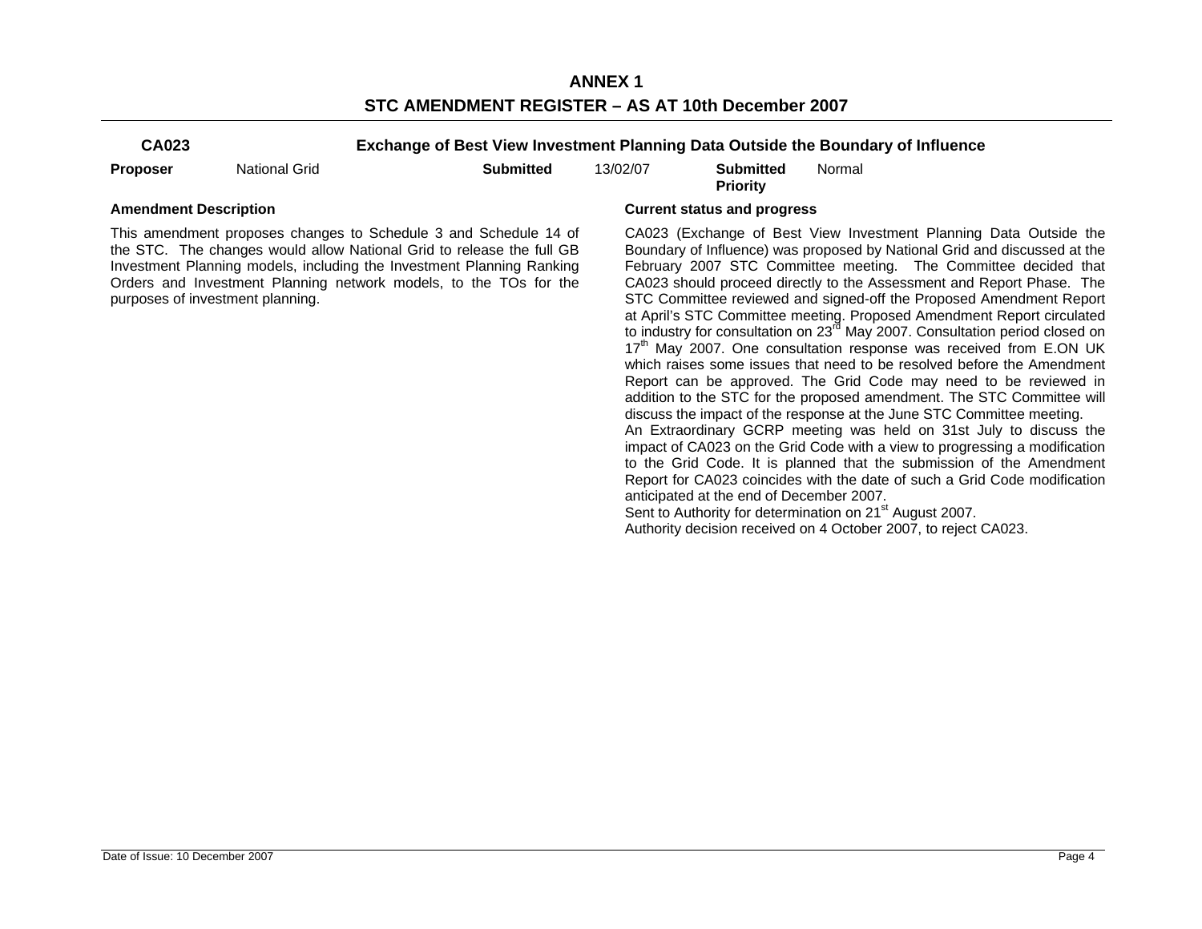# ANNEX 1

## STC AMENDMENT REGISTER – AS AT 10th December 2007

### CA023 — Exchange of Best View Investment Planning Data Outside the Boundary of Influence

| **Proposer** | National Grid | **Submitted** | 13/02/07 | **Submitted Priority** | Normal |
|---|---|---|---|---|---|

**Amendment Description**

This amendment proposes changes to Schedule 3 and Schedule 14 of the STC. The changes would allow National Grid to release the full GB Investment Planning models, including the Investment Planning Ranking Orders and Investment Planning network models, to the TOs for the purposes of investment planning.

**Current status and progress**

CA023 (Exchange of Best View Investment Planning Data Outside the Boundary of Influence) was proposed by National Grid and discussed at the February 2007 STC Committee meeting. The Committee decided that CA023 should proceed directly to the Assessment and Report Phase. The STC Committee reviewed and signed-off the Proposed Amendment Report at April's STC Committee meeting. Proposed Amendment Report circulated to industry for consultation on 23rd May 2007. Consultation period closed on 17th May 2007. One consultation response was received from E.ON UK which raises some issues that need to be resolved before the Amendment Report can be approved. The Grid Code may need to be reviewed in addition to the STC for the proposed amendment. The STC Committee will discuss the impact of the response at the June STC Committee meeting.

An Extraordinary GCRP meeting was held on 31st July to discuss the impact of CA023 on the Grid Code with a view to progressing a modification to the Grid Code. It is planned that the submission of the Amendment Report for CA023 coincides with the date of such a Grid Code modification anticipated at the end of December 2007.

Sent to Authority for determination on 21st August 2007.

Authority decision received on 4 October 2007, to reject CA023.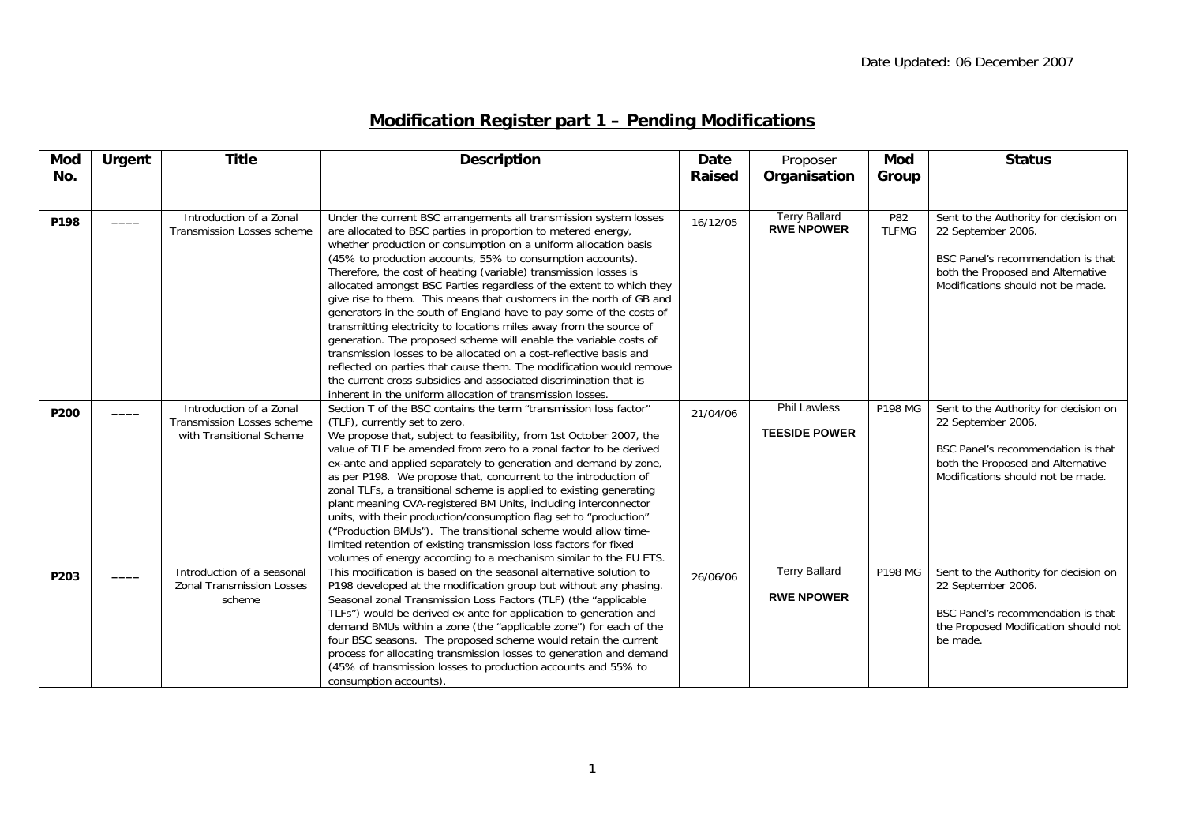Date Updated: 06 December 2007

# Modification Register part 1 – Pending Modifications

| Mod No. | Urgent | Title | Description | Date Raised | Proposer Organisation | Mod Group | Status |
|---|---|---|---|---|---|---|---|
| P198 | –––– | Introduction of a Zonal Transmission Losses scheme | Under the current BSC arrangements all transmission system losses are allocated to BSC parties in proportion to metered energy, whether production or consumption on a uniform allocation basis (45% to production accounts, 55% to consumption accounts). Therefore, the cost of heating (variable) transmission losses is allocated amongst BSC Parties regardless of the extent to which they give rise to them. This means that customers in the north of GB and generators in the south of England have to pay some of the costs of transmitting electricity to locations miles away from the source of generation. The proposed scheme will enable the variable costs of transmission losses to be allocated on a cost-reflective basis and reflected on parties that cause them. The modification would remove the current cross subsidies and associated discrimination that is inherent in the uniform allocation of transmission losses. | 16/12/05 | Terry Ballard **RWE NPOWER** | P82 TLFMG | Sent to the Authority for decision on 22 September 2006.<br><br>BSC Panel's recommendation is that both the Proposed and Alternative Modifications should not be made. |
| P200 | –––– | Introduction of a Zonal Transmission Losses scheme with Transitional Scheme | Section T of the BSC contains the term "transmission loss factor" (TLF), currently set to zero.<br>We propose that, subject to feasibility, from 1st October 2007, the value of TLF be amended from zero to a zonal factor to be derived ex-ante and applied separately to generation and demand by zone, as per P198. We propose that, concurrent to the introduction of zonal TLFs, a transitional scheme is applied to existing generating plant meaning CVA-registered BM Units, including interconnector units, with their production/consumption flag set to "production" ("Production BMUs"). The transitional scheme would allow time-limited retention of existing transmission loss factors for fixed volumes of energy according to a mechanism similar to the EU ETS. | 21/04/06 | Phil Lawless<br><br>**TEESIDE POWER** | P198 MG | Sent to the Authority for decision on 22 September 2006.<br><br>BSC Panel's recommendation is that both the Proposed and Alternative Modifications should not be made. |
| P203 | –––– | Introduction of a seasonal Zonal Transmission Losses scheme | This modification is based on the seasonal alternative solution to P198 developed at the modification group but without any phasing. Seasonal zonal Transmission Loss Factors (TLF) (the "applicable TLFs") would be derived ex ante for application to generation and demand BMUs within a zone (the "applicable zone") for each of the four BSC seasons. The proposed scheme would retain the current process for allocating transmission losses to generation and demand (45% of transmission losses to production accounts and 55% to consumption accounts). | 26/06/06 | Terry Ballard<br><br>**RWE NPOWER** | P198 MG | Sent to the Authority for decision on 22 September 2006.<br><br>BSC Panel's recommendation is that the Proposed Modification should not be made. |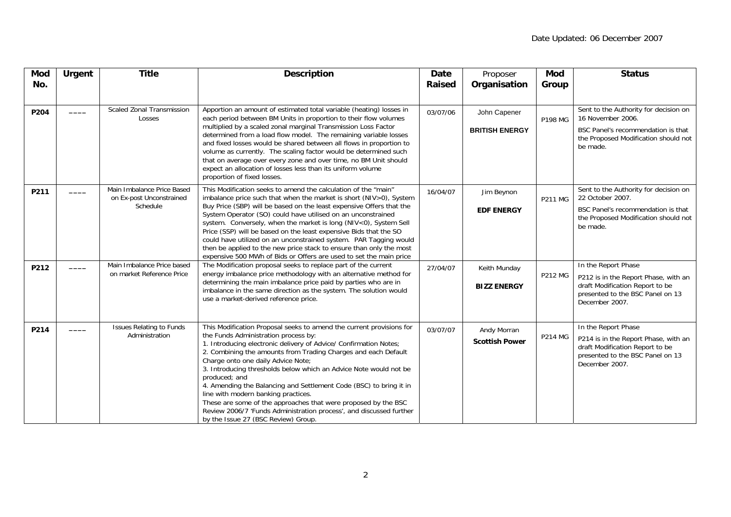Date Updated: 06 December 2007

| Mod No. | Urgent | Title | Description | Date Raised | Proposer Organisation | Mod Group | Status |
|---|---|---|---|---|---|---|---|
| **P204** | ---- | Scaled Zonal Transmission Losses | Apportion an amount of estimated total variable (heating) losses in each period between BM Units in proportion to their flow volumes multiplied by a scaled zonal marginal Transmission Loss Factor determined from a load flow model. The remaining variable losses and fixed losses would be shared between all flows in proportion to volume as currently. The scaling factor would be determined such that on average over every zone and over time, no BM Unit should expect an allocation of losses less than its uniform volume proportion of fixed losses. | 03/07/06 | John Capener **BRITISH ENERGY** | P198 MG | Sent to the Authority for decision on 16 November 2006. BSC Panel's recommendation is that the Proposed Modification should not be made. |
| **P211** | ---- | Main Imbalance Price Based on Ex-post Unconstrained Schedule | This Modification seeks to amend the calculation of the "main" imbalance price such that when the market is short (NIV>0), System Buy Price (SBP) will be based on the least expensive Offers that the System Operator (SO) could have utilised on an unconstrained system. Conversely, when the market is long (NIV<0), System Sell Price (SSP) will be based on the least expensive Bids that the SO could have utilized on an unconstrained system. PAR Tagging would then be applied to the new price stack to ensure than only the most expensive 500 MWh of Bids or Offers are used to set the main price | 16/04/07 | Jim Beynon **EDF ENERGY** | P211 MG | Sent to the Authority for decision on 22 October 2007. BSC Panel's recommendation is that the Proposed Modification should not be made. |
| **P212** | ---- | Main Imbalance Price based on market Reference Price | The Modification proposal seeks to replace part of the current energy imbalance price methodology with an alternative method for determining the main imbalance price paid by parties who are in imbalance in the same direction as the system. The solution would use a market-derived reference price. | 27/04/07 | Keith Munday **BIZZ ENERGY** | P212 MG | In the Report Phase P212 is in the Report Phase, with an draft Modification Report to be presented to the BSC Panel on 13 December 2007. |
| **P214** | ---- | Issues Relating to Funds Administration | This Modification Proposal seeks to amend the current provisions for the Funds Administration process by: 1. Introducing electronic delivery of Advice/ Confirmation Notes; 2. Combining the amounts from Trading Charges and each Default Charge onto one daily Advice Note; 3. Introducing thresholds below which an Advice Note would not be produced; and 4. Amending the Balancing and Settlement Code (BSC) to bring it in line with modern banking practices. These are some of the approaches that were proposed by the BSC Review 2006/7 'Funds Administration process', and discussed further by the Issue 27 (BSC Review) Group. | 03/07/07 | Andy Morran **Scottish Power** | P214 MG | In the Report Phase P214 is in the Report Phase, with an draft Modification Report to be presented to the BSC Panel on 13 December 2007. |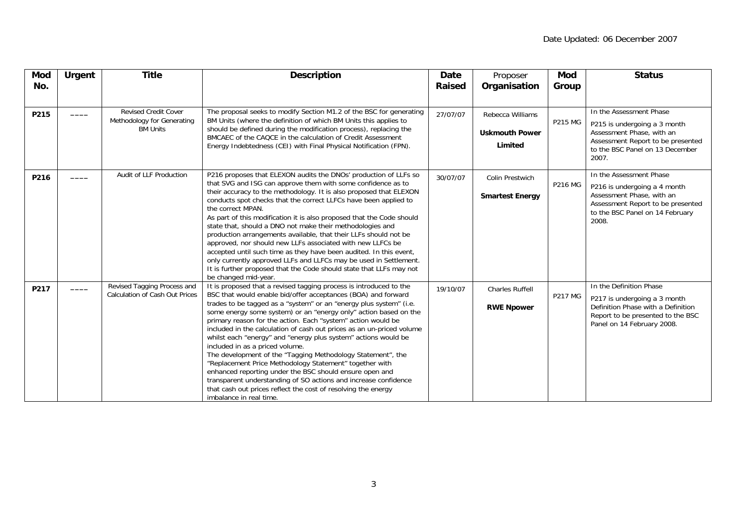Date Updated: 06 December 2007

| Mod No. | Urgent | Title | Description | Date Raised | Proposer Organisation | Mod Group | Status |
|---|---|---|---|---|---|---|---|
| P215 | ---- | Revised Credit Cover Methodology for Generating BM Units | The proposal seeks to modify Section M1.2 of the BSC for generating BM Units (where the definition of which BM Units this applies to should be defined during the modification process), replacing the BMCAEC of the CAQCE in the calculation of Credit Assessment Energy Indebtedness (CEI) with Final Physical Notification (FPN). | 27/07/07 | Rebecca Williams **Uskmouth Power Limited** | P215 MG | In the Assessment Phase<br>P215 is undergoing a 3 month Assessment Phase, with an Assessment Report to be presented to the BSC Panel on 13 December 2007. |
| P216 | ---- | Audit of LLF Production | P216 proposes that ELEXON audits the DNOs' production of LLFs so that SVG and ISG can approve them with some confidence as to their accuracy to the methodology. It is also proposed that ELEXON conducts spot checks that the correct LLFCs have been applied to the correct MPAN.<br>As part of this modification it is also proposed that the Code should state that, should a DNO not make their methodologies and production arrangements available, that their LLFs should not be approved, nor should new LLFs associated with new LLFCs be accepted until such time as they have been audited. In this event, only currently approved LLFs and LLFCs may be used in Settlement. It is further proposed that the Code should state that LLFs may not be changed mid-year. | 30/07/07 | Colin Prestwich **Smartest Energy** | P216 MG | In the Assessment Phase<br>P216 is undergoing a 4 month Assessment Phase, with an Assessment Report to be presented to the BSC Panel on 14 February 2008. |
| P217 | ---- | Revised Tagging Process and Calculation of Cash Out Prices | It is proposed that a revised tagging process is introduced to the BSC that would enable bid/offer acceptances (BOA) and forward trades to be tagged as a "system" or an "energy plus system" (i.e. some energy some system) or an "energy only" action based on the primary reason for the action. Each "system" action would be included in the calculation of cash out prices as an un-priced volume whilst each "energy" and "energy plus system" actions would be included in as a priced volume.<br>The development of the "Tagging Methodology Statement", the "Replacement Price Methodology Statement" together with enhanced reporting under the BSC should ensure open and transparent understanding of SO actions and increase confidence that cash out prices reflect the cost of resolving the energy imbalance in real time. | 19/10/07 | Charles Ruffell **RWE Npower** | P217 MG | In the Definition Phase<br>P217 is undergoing a 3 month Definition Phase with a Definition Report to be presented to the BSC Panel on 14 February 2008. |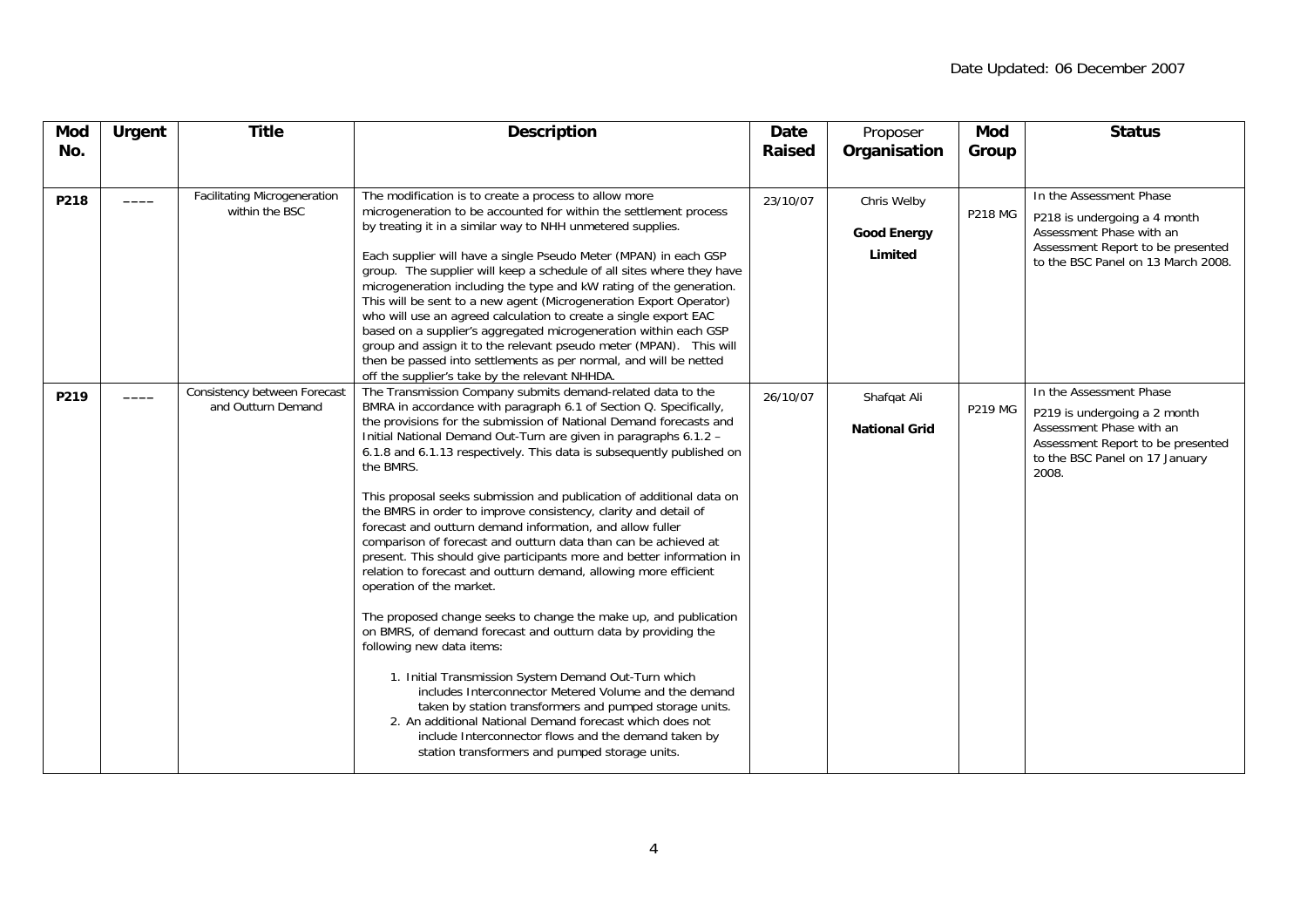Date Updated: 06 December 2007

| Mod No. | Urgent | Title | Description | Date Raised | Proposer Organisation | Mod Group | Status |
|---|---|---|---|---|---|---|---|
| **P218** | ---- | Facilitating Microgeneration within the BSC | The modification is to create a process to allow more microgeneration to be accounted for within the settlement process by treating it in a similar way to NHH unmetered supplies.<br><br>Each supplier will have a single Pseudo Meter (MPAN) in each GSP group. The supplier will keep a schedule of all sites where they have microgeneration including the type and kW rating of the generation. This will be sent to a new agent (Microgeneration Export Operator) who will use an agreed calculation to create a single export EAC based on a supplier's aggregated microgeneration within each GSP group and assign it to the relevant pseudo meter (MPAN). This will then be passed into settlements as per normal, and will be netted off the supplier's take by the relevant NHHDA. | 23/10/07 | Chris Welby<br><br>**Good Energy Limited** | P218 MG | In the Assessment Phase<br><br>P218 is undergoing a 4 month Assessment Phase with an Assessment Report to be presented to the BSC Panel on 13 March 2008. |
| **P219** | ---- | Consistency between Forecast and Outturn Demand | The Transmission Company submits demand-related data to the BMRA in accordance with paragraph 6.1 of Section Q. Specifically, the provisions for the submission of National Demand forecasts and Initial National Demand Out-Turn are given in paragraphs 6.1.2 – 6.1.8 and 6.1.13 respectively. This data is subsequently published on the BMRS.<br><br>This proposal seeks submission and publication of additional data on the BMRS in order to improve consistency, clarity and detail of forecast and outturn demand information, and allow fuller comparison of forecast and outturn data than can be achieved at present. This should give participants more and better information in relation to forecast and outturn demand, allowing more efficient operation of the market.<br><br>The proposed change seeks to change the make up, and publication on BMRS, of demand forecast and outturn data by providing the following new data items:<br><br>1. Initial Transmission System Demand Out-Turn which includes Interconnector Metered Volume and the demand taken by station transformers and pumped storage units.<br>2. An additional National Demand forecast which does not include Interconnector flows and the demand taken by station transformers and pumped storage units. | 26/10/07 | Shafqat Ali<br><br>**National Grid** | P219 MG | In the Assessment Phase<br><br>P219 is undergoing a 2 month Assessment Phase with an Assessment Report to be presented to the BSC Panel on 17 January 2008. |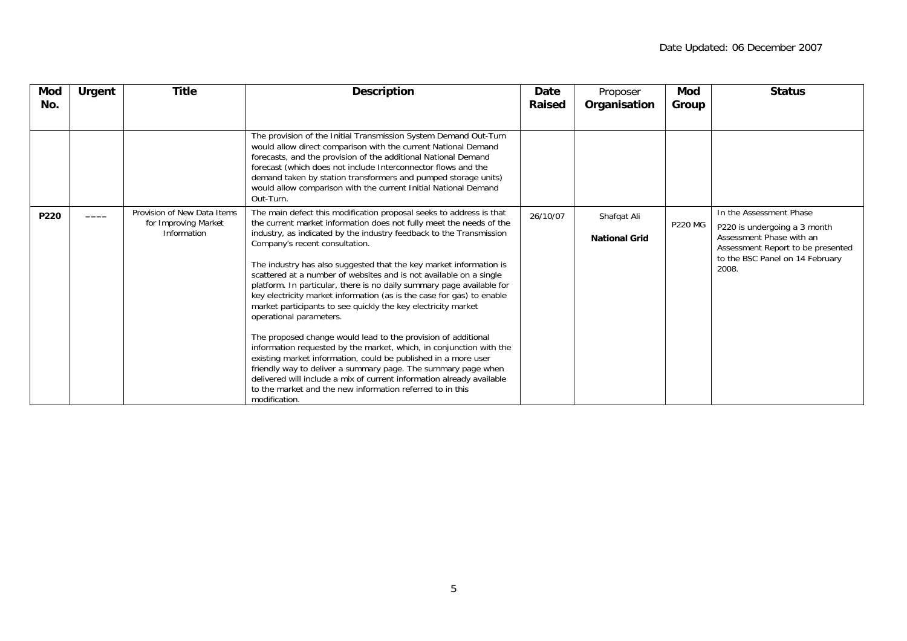Date Updated: 06 December 2007

| Mod No. | Urgent | Title | Description | Date Raised | Proposer Organisation | Mod Group | Status |
|---|---|---|---|---|---|---|---|
| | | | The provision of the Initial Transmission System Demand Out-Turn would allow direct comparison with the current National Demand forecasts, and the provision of the additional National Demand forecast (which does not include Interconnector flows and the demand taken by station transformers and pumped storage units) would allow comparison with the current Initial National Demand Out-Turn. | | | | |
| **P220** | –––– | Provision of New Data Items for Improving Market Information | The main defect this modification proposal seeks to address is that the current market information does not fully meet the needs of the industry, as indicated by the industry feedback to the Transmission Company's recent consultation.<br><br>The industry has also suggested that the key market information is scattered at a number of websites and is not available on a single platform. In particular, there is no daily summary page available for key electricity market information (as is the case for gas) to enable market participants to see quickly the key electricity market operational parameters.<br><br>The proposed change would lead to the provision of additional information requested by the market, which, in conjunction with the existing market information, could be published in a more user friendly way to deliver a summary page. The summary page when delivered will include a mix of current information already available to the market and the new information referred to in this modification. | 26/10/07 | Shafqat Ali<br><br>**National Grid** | P220 MG | In the Assessment Phase<br><br>P220 is undergoing a 3 month Assessment Phase with an Assessment Report to be presented to the BSC Panel on 14 February 2008. |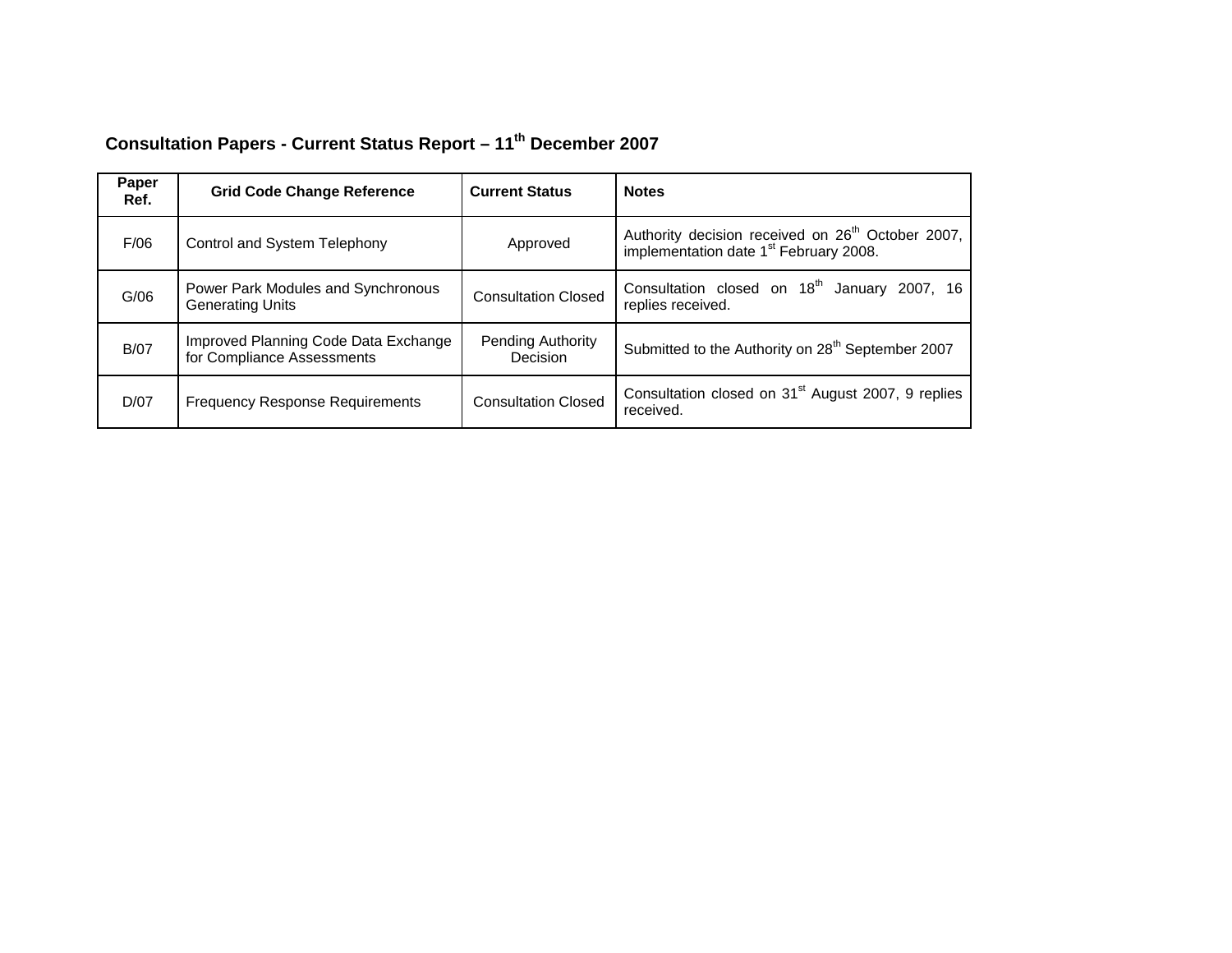## Consultation Papers - Current Status Report – 11th December 2007

| Paper Ref. | Grid Code Change Reference | Current Status | Notes |
|---|---|---|---|
| F/06 | Control and System Telephony | Approved | Authority decision received on 26th October 2007, implementation date 1st February 2008. |
| G/06 | Power Park Modules and Synchronous Generating Units | Consultation Closed | Consultation closed on 18th January 2007, 16 replies received. |
| B/07 | Improved Planning Code Data Exchange for Compliance Assessments | Pending Authority Decision | Submitted to the Authority on 28th September 2007 |
| D/07 | Frequency Response Requirements | Consultation Closed | Consultation closed on 31st August 2007, 9 replies received. |